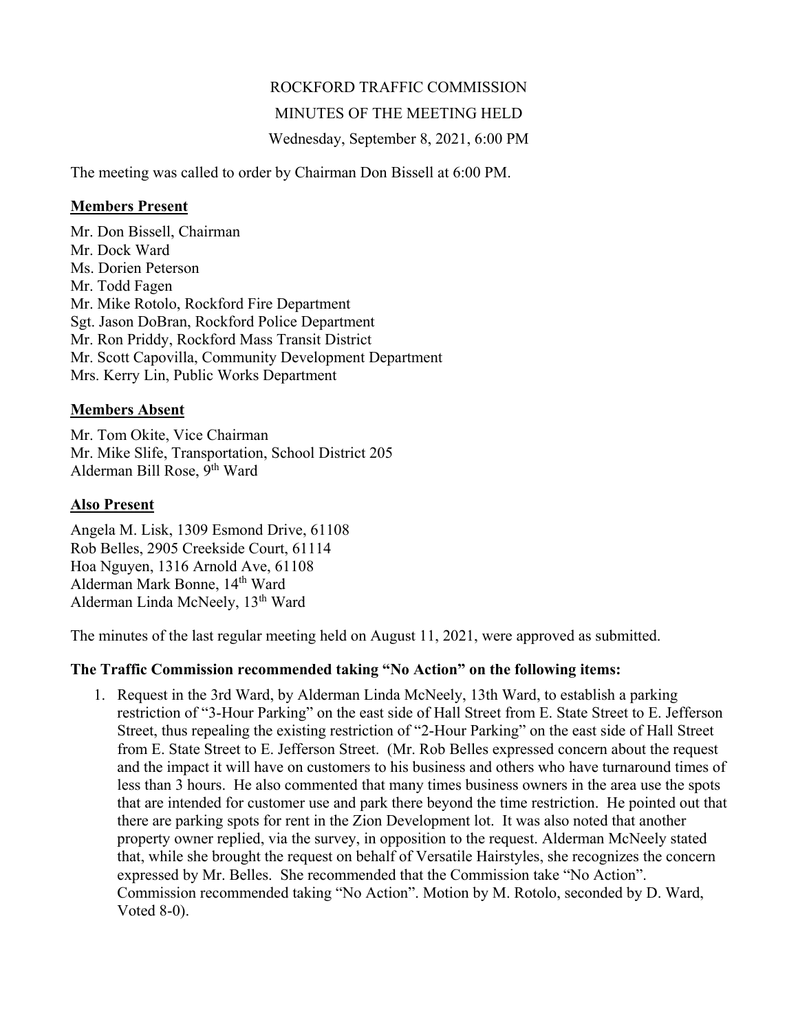ROCKFORD TRAFFIC COMMISSION

MINUTES OF THE MEETING HELD

Wednesday, September 8, 2021, 6:00 PM

The meeting was called to order by Chairman Don Bissell at 6:00 PM.

**Members Present**

Mr. Don Bissell, Chairman
Mr. Dock Ward
Ms. Dorien Peterson
Mr. Todd Fagen
Mr. Mike Rotolo, Rockford Fire Department
Sgt. Jason DoBran, Rockford Police Department
Mr. Ron Priddy, Rockford Mass Transit District
Mr. Scott Capovilla, Community Development Department
Mrs. Kerry Lin, Public Works Department

**Members Absent**

Mr. Tom Okite, Vice Chairman
Mr. Mike Slife, Transportation, School District 205
Alderman Bill Rose, 9th Ward

**Also Present**

Angela M. Lisk, 1309 Esmond Drive, 61108
Rob Belles, 2905 Creekside Court, 61114
Hoa Nguyen, 1316 Arnold Ave, 61108
Alderman Mark Bonne, 14th Ward
Alderman Linda McNeely, 13th Ward

The minutes of the last regular meeting held on August 11, 2021, were approved as submitted.

**The Traffic Commission recommended taking "No Action" on the following items:**

1. Request in the 3rd Ward, by Alderman Linda McNeely, 13th Ward, to establish a parking restriction of "3-Hour Parking" on the east side of Hall Street from E. State Street to E. Jefferson Street, thus repealing the existing restriction of "2-Hour Parking" on the east side of Hall Street from E. State Street to E. Jefferson Street. (Mr. Rob Belles expressed concern about the request and the impact it will have on customers to his business and others who have turnaround times of less than 3 hours. He also commented that many times business owners in the area use the spots that are intended for customer use and park there beyond the time restriction. He pointed out that there are parking spots for rent in the Zion Development lot. It was also noted that another property owner replied, via the survey, in opposition to the request. Alderman McNeely stated that, while she brought the request on behalf of Versatile Hairstyles, she recognizes the concern expressed by Mr. Belles. She recommended that the Commission take "No Action". Commission recommended taking "No Action". Motion by M. Rotolo, seconded by D. Ward, Voted 8-0).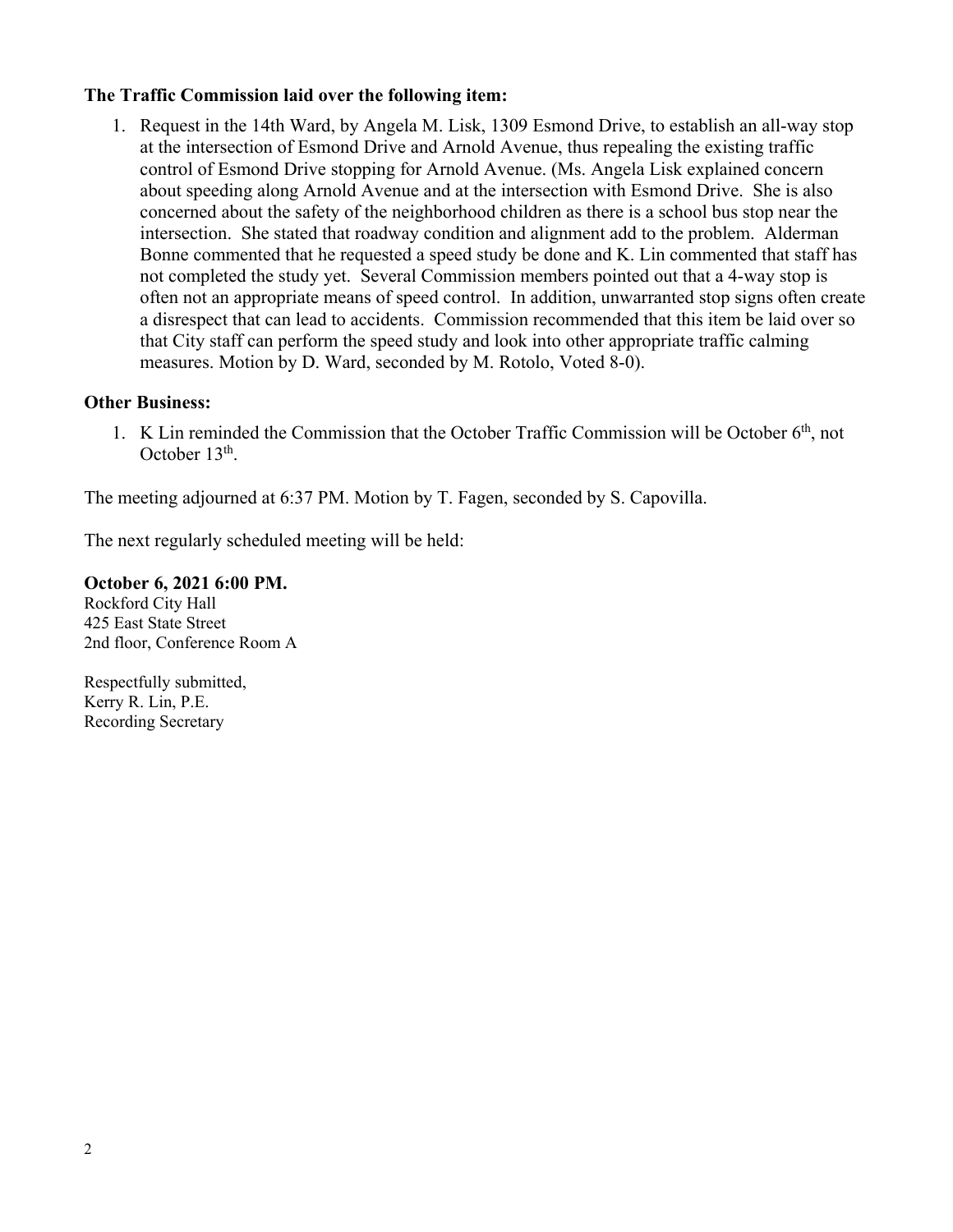**The Traffic Commission laid over the following item:**

1. Request in the 14th Ward, by Angela M. Lisk, 1309 Esmond Drive, to establish an all-way stop at the intersection of Esmond Drive and Arnold Avenue, thus repealing the existing traffic control of Esmond Drive stopping for Arnold Avenue. (Ms. Angela Lisk explained concern about speeding along Arnold Avenue and at the intersection with Esmond Drive. She is also concerned about the safety of the neighborhood children as there is a school bus stop near the intersection. She stated that roadway condition and alignment add to the problem. Alderman Bonne commented that he requested a speed study be done and K. Lin commented that staff has not completed the study yet. Several Commission members pointed out that a 4-way stop is often not an appropriate means of speed control. In addition, unwarranted stop signs often create a disrespect that can lead to accidents. Commission recommended that this item be laid over so that City staff can perform the speed study and look into other appropriate traffic calming measures. Motion by D. Ward, seconded by M. Rotolo, Voted 8-0).

**Other Business:**

1. K Lin reminded the Commission that the October Traffic Commission will be October 6th, not October 13th.

The meeting adjourned at 6:37 PM. Motion by T. Fagen, seconded by S. Capovilla.

The next regularly scheduled meeting will be held:

**October 6, 2021 6:00 PM.**
Rockford City Hall
425 East State Street
2nd floor, Conference Room A

Respectfully submitted,
Kerry R. Lin, P.E.
Recording Secretary